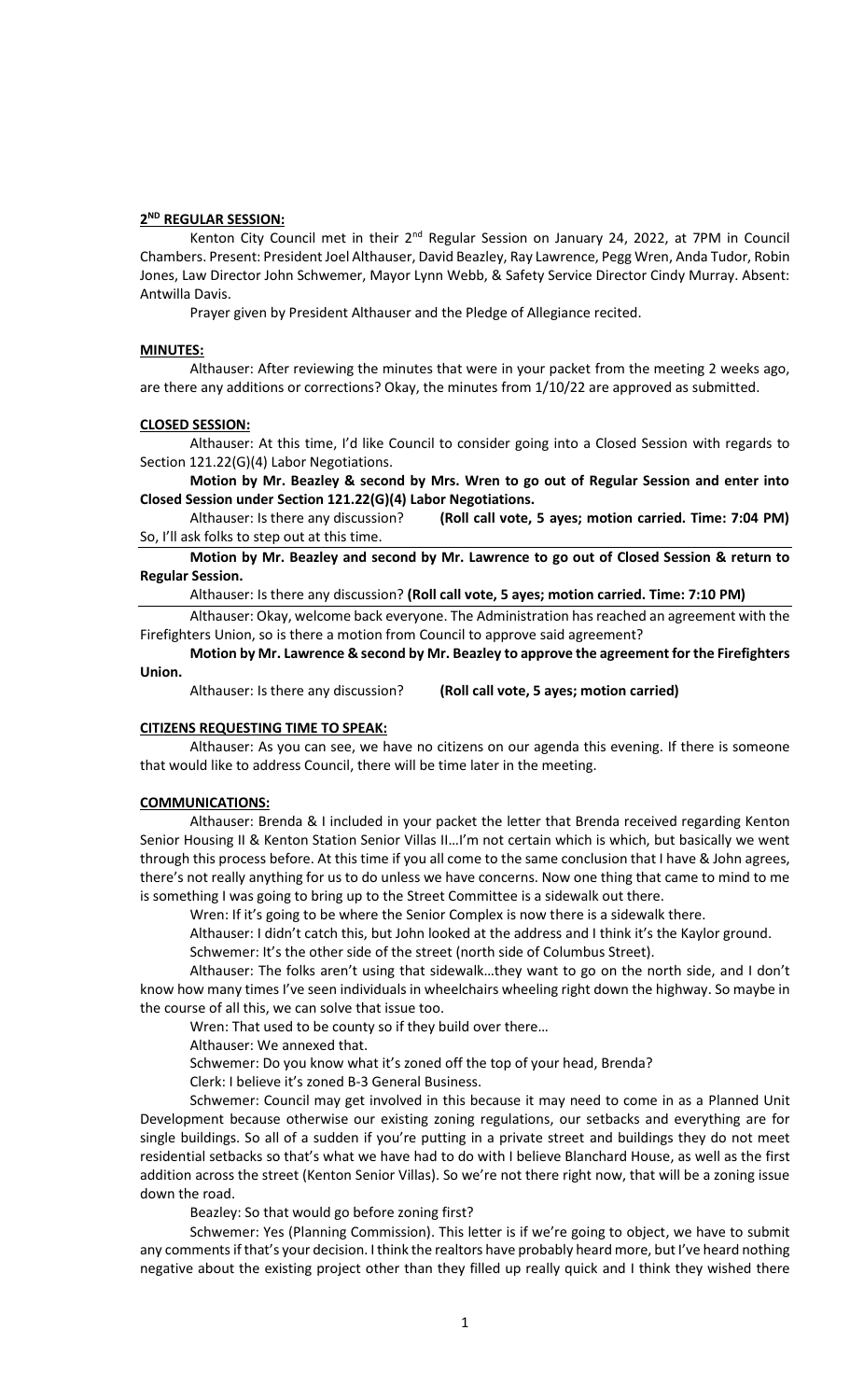## 2ND REGULAR SESSION:

Kenton City Council met in their 2nd Regular Session on January 24, 2022, at 7PM in Council Chambers. Present: President Joel Althauser, David Beazley, Ray Lawrence, Pegg Wren, Anda Tudor, Robin Jones, Law Director John Schwemer, Mayor Lynn Webb, & Safety Service Director Cindy Murray. Absent: Antwilla Davis.

Prayer given by President Althauser and the Pledge of Allegiance recited.

## MINUTES:

Althauser: After reviewing the minutes that were in your packet from the meeting 2 weeks ago, are there any additions or corrections? Okay, the minutes from 1/10/22 are approved as submitted.

## CLOSED SESSION:

Althauser: At this time, I'd like Council to consider going into a Closed Session with regards to Section 121.22(G)(4) Labor Negotiations.

**Motion by Mr. Beazley & second by Mrs. Wren to go out of Regular Session and enter into Closed Session under Section 121.22(G)(4) Labor Negotiations.**

Althauser: Is there any discussion? **(Roll call vote, 5 ayes; motion carried. Time: 7:04 PM)** So, I'll ask folks to step out at this time.

**Motion by Mr. Beazley and second by Mr. Lawrence to go out of Closed Session & return to Regular Session.**

Althauser: Is there any discussion? **(Roll call vote, 5 ayes; motion carried. Time: 7:10 PM)**

Althauser: Okay, welcome back everyone. The Administration has reached an agreement with the Firefighters Union, so is there a motion from Council to approve said agreement?

**Motion by Mr. Lawrence & second by Mr. Beazley to approve the agreement for the Firefighters Union.**

Althauser: Is there any discussion? **(Roll call vote, 5 ayes; motion carried)**

## CITIZENS REQUESTING TIME TO SPEAK:

Althauser: As you can see, we have no citizens on our agenda this evening. If there is someone that would like to address Council, there will be time later in the meeting.

## COMMUNICATIONS:

Althauser: Brenda & I included in your packet the letter that Brenda received regarding Kenton Senior Housing II & Kenton Station Senior Villas II…I'm not certain which is which, but basically we went through this process before. At this time if you all come to the same conclusion that I have & John agrees, there's not really anything for us to do unless we have concerns. Now one thing that came to mind to me is something I was going to bring up to the Street Committee is a sidewalk out there.

Wren: If it's going to be where the Senior Complex is now there is a sidewalk there.

Althauser: I didn't catch this, but John looked at the address and I think it's the Kaylor ground.

Schwemer: It's the other side of the street (north side of Columbus Street).

Althauser: The folks aren't using that sidewalk…they want to go on the north side, and I don't know how many times I've seen individuals in wheelchairs wheeling right down the highway. So maybe in the course of all this, we can solve that issue too.

Wren: That used to be county so if they build over there…

Althauser: We annexed that.

Schwemer: Do you know what it's zoned off the top of your head, Brenda?

Clerk: I believe it's zoned B-3 General Business.

Schwemer: Council may get involved in this because it may need to come in as a Planned Unit Development because otherwise our existing zoning regulations, our setbacks and everything are for single buildings. So all of a sudden if you're putting in a private street and buildings they do not meet residential setbacks so that's what we have had to do with I believe Blanchard House, as well as the first addition across the street (Kenton Senior Villas). So we're not there right now, that will be a zoning issue down the road.

Beazley: So that would go before zoning first?

Schwemer: Yes (Planning Commission). This letter is if we're going to object, we have to submit any comments if that's your decision. I think the realtors have probably heard more, but I've heard nothing negative about the existing project other than they filled up really quick and I think they wished there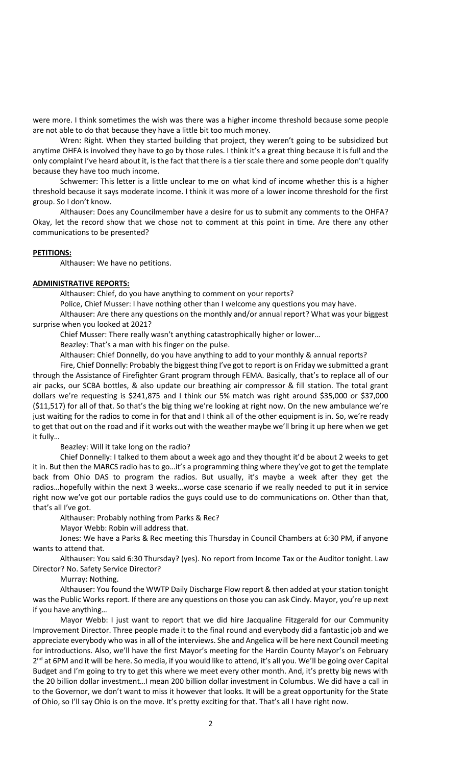were more. I think sometimes the wish was there was a higher income threshold because some people are not able to do that because they have a little bit too much money.

Wren: Right. When they started building that project, they weren't going to be subsidized but anytime OHFA is involved they have to go by those rules. I think it's a great thing because it is full and the only complaint I've heard about it, is the fact that there is a tier scale there and some people don't qualify because they have too much income.

Schwemer: This letter is a little unclear to me on what kind of income whether this is a higher threshold because it says moderate income. I think it was more of a lower income threshold for the first group. So I don't know.

Althauser: Does any Councilmember have a desire for us to submit any comments to the OHFA? Okay, let the record show that we chose not to comment at this point in time. Are there any other communications to be presented?

**PETITIONS:**

Althauser: We have no petitions.

**ADMINISTRATIVE REPORTS:**

Althauser: Chief, do you have anything to comment on your reports?

Police, Chief Musser: I have nothing other than I welcome any questions you may have.

Althauser: Are there any questions on the monthly and/or annual report? What was your biggest surprise when you looked at 2021?

Chief Musser: There really wasn't anything catastrophically higher or lower…

Beazley: That's a man with his finger on the pulse.

Althauser: Chief Donnelly, do you have anything to add to your monthly & annual reports?

Fire, Chief Donnelly: Probably the biggest thing I've got to report is on Friday we submitted a grant through the Assistance of Firefighter Grant program through FEMA. Basically, that's to replace all of our air packs, our SCBA bottles, & also update our breathing air compressor & fill station. The total grant dollars we're requesting is $241,875 and I think our 5% match was right around $35,000 or $37,000 ($11,517) for all of that. So that's the big thing we're looking at right now. On the new ambulance we're just waiting for the radios to come in for that and I think all of the other equipment is in. So, we're ready to get that out on the road and if it works out with the weather maybe we'll bring it up here when we get it fully…

Beazley: Will it take long on the radio?

Chief Donnelly: I talked to them about a week ago and they thought it'd be about 2 weeks to get it in. But then the MARCS radio has to go…it's a programming thing where they've got to get the template back from Ohio DAS to program the radios. But usually, it's maybe a week after they get the radios…hopefully within the next 3 weeks…worse case scenario if we really needed to put it in service right now we've got our portable radios the guys could use to do communications on. Other than that, that's all I've got.

Althauser: Probably nothing from Parks & Rec?

Mayor Webb: Robin will address that.

Jones: We have a Parks & Rec meeting this Thursday in Council Chambers at 6:30 PM, if anyone wants to attend that.

Althauser: You said 6:30 Thursday? (yes). No report from Income Tax or the Auditor tonight. Law Director? No. Safety Service Director?

Murray: Nothing.

Althauser: You found the WWTP Daily Discharge Flow report & then added at your station tonight was the Public Works report. If there are any questions on those you can ask Cindy. Mayor, you're up next if you have anything…

Mayor Webb: I just want to report that we did hire Jacqualine Fitzgerald for our Community Improvement Director. Three people made it to the final round and everybody did a fantastic job and we appreciate everybody who was in all of the interviews. She and Angelica will be here next Council meeting for introductions. Also, we'll have the first Mayor's meeting for the Hardin County Mayor's on February 2nd at 6PM and it will be here. So media, if you would like to attend, it's all you. We'll be going over Capital Budget and I'm going to try to get this where we meet every other month. And, it's pretty big news with the 20 billion dollar investment…I mean 200 billion dollar investment in Columbus. We did have a call in to the Governor, we don't want to miss it however that looks. It will be a great opportunity for the State of Ohio, so I'll say Ohio is on the move. It's pretty exciting for that. That's all I have right now.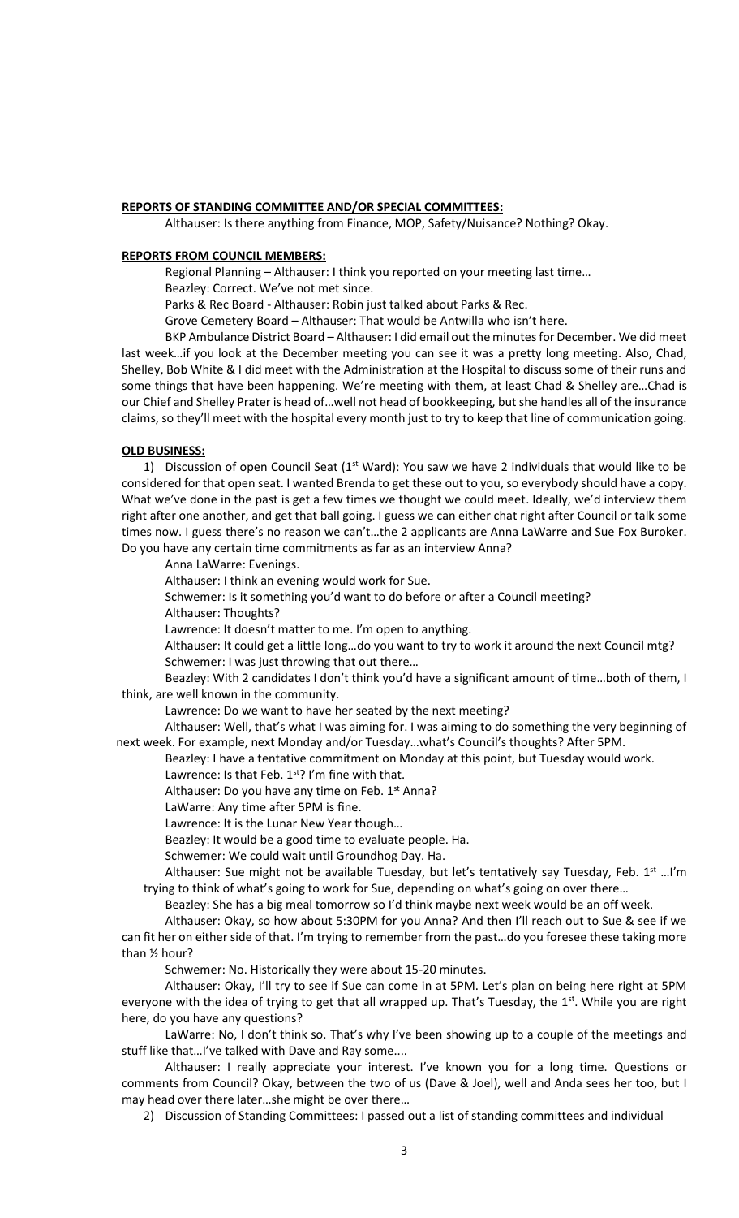**REPORTS OF STANDING COMMITTEE AND/OR SPECIAL COMMITTEES:**

Althauser: Is there anything from Finance, MOP, Safety/Nuisance? Nothing? Okay.

**REPORTS FROM COUNCIL MEMBERS:**

Regional Planning – Althauser: I think you reported on your meeting last time…

Beazley: Correct. We've not met since.

Parks & Rec Board - Althauser: Robin just talked about Parks & Rec.

Grove Cemetery Board – Althauser: That would be Antwilla who isn't here.

BKP Ambulance District Board – Althauser: I did email out the minutes for December. We did meet last week…if you look at the December meeting you can see it was a pretty long meeting. Also, Chad, Shelley, Bob White & I did meet with the Administration at the Hospital to discuss some of their runs and some things that have been happening. We're meeting with them, at least Chad & Shelley are…Chad is our Chief and Shelley Prater is head of…well not head of bookkeeping, but she handles all of the insurance claims, so they'll meet with the hospital every month just to try to keep that line of communication going.

**OLD BUSINESS:**

1) Discussion of open Council Seat (1st Ward): You saw we have 2 individuals that would like to be considered for that open seat. I wanted Brenda to get these out to you, so everybody should have a copy. What we've done in the past is get a few times we thought we could meet. Ideally, we'd interview them right after one another, and get that ball going. I guess we can either chat right after Council or talk some times now. I guess there's no reason we can't…the 2 applicants are Anna LaWarre and Sue Fox Buroker. Do you have any certain time commitments as far as an interview Anna?

Anna LaWarre: Evenings.

Althauser: I think an evening would work for Sue.

Schwemer: Is it something you'd want to do before or after a Council meeting?

Althauser: Thoughts?

Lawrence: It doesn't matter to me. I'm open to anything.

Althauser: It could get a little long…do you want to try to work it around the next Council mtg?

Schwemer: I was just throwing that out there…

Beazley: With 2 candidates I don't think you'd have a significant amount of time…both of them, I think, are well known in the community.

Lawrence: Do we want to have her seated by the next meeting?

Althauser: Well, that's what I was aiming for. I was aiming to do something the very beginning of next week. For example, next Monday and/or Tuesday…what's Council's thoughts? After 5PM.

Beazley: I have a tentative commitment on Monday at this point, but Tuesday would work.

Lawrence: Is that Feb. 1st? I'm fine with that.

Althauser: Do you have any time on Feb. 1st Anna?

LaWarre: Any time after 5PM is fine.

Lawrence: It is the Lunar New Year though…

Beazley: It would be a good time to evaluate people. Ha.

Schwemer: We could wait until Groundhog Day. Ha.

Althauser: Sue might not be available Tuesday, but let's tentatively say Tuesday, Feb. 1st …I'm trying to think of what's going to work for Sue, depending on what's going on over there…

Beazley: She has a big meal tomorrow so I'd think maybe next week would be an off week.

Althauser: Okay, so how about 5:30PM for you Anna? And then I'll reach out to Sue & see if we can fit her on either side of that. I'm trying to remember from the past…do you foresee these taking more than ½ hour?

Schwemer: No. Historically they were about 15-20 minutes.

Althauser: Okay, I'll try to see if Sue can come in at 5PM. Let's plan on being here right at 5PM everyone with the idea of trying to get that all wrapped up. That's Tuesday, the 1st. While you are right here, do you have any questions?

LaWarre: No, I don't think so. That's why I've been showing up to a couple of the meetings and stuff like that…I've talked with Dave and Ray some....

Althauser: I really appreciate your interest. I've known you for a long time. Questions or comments from Council? Okay, between the two of us (Dave & Joel), well and Anda sees her too, but I may head over there later…she might be over there…

2) Discussion of Standing Committees: I passed out a list of standing committees and individual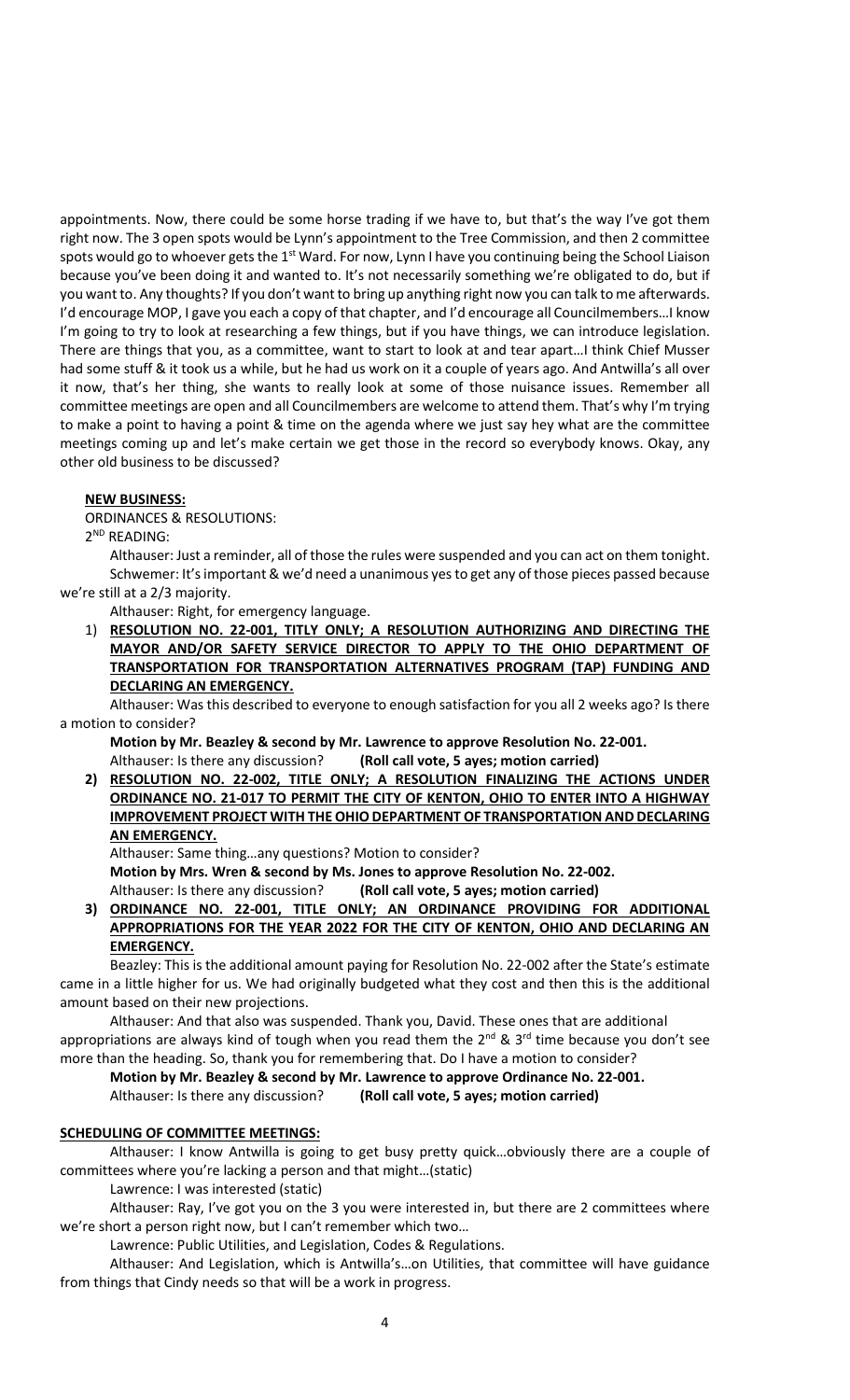appointments. Now, there could be some horse trading if we have to, but that's the way I've got them right now. The 3 open spots would be Lynn's appointment to the Tree Commission, and then 2 committee spots would go to whoever gets the 1st Ward. For now, Lynn I have you continuing being the School Liaison because you've been doing it and wanted to. It's not necessarily something we're obligated to do, but if you want to. Any thoughts? If you don't want to bring up anything right now you can talk to me afterwards. I'd encourage MOP, I gave you each a copy of that chapter, and I'd encourage all Councilmembers…I know I'm going to try to look at researching a few things, but if you have things, we can introduce legislation. There are things that you, as a committee, want to start to look at and tear apart…I think Chief Musser had some stuff & it took us a while, but he had us work on it a couple of years ago. And Antwilla's all over it now, that's her thing, she wants to really look at some of those nuisance issues. Remember all committee meetings are open and all Councilmembers are welcome to attend them. That's why I'm trying to make a point to having a point & time on the agenda where we just say hey what are the committee meetings coming up and let's make certain we get those in the record so everybody knows. Okay, any other old business to be discussed?

**NEW BUSINESS:**

ORDINANCES & RESOLUTIONS:

2ND READING:

Althauser: Just a reminder, all of those the rules were suspended and you can act on them tonight.

Schwemer: It's important & we'd need a unanimous yes to get any of those pieces passed because we're still at a 2/3 majority.

Althauser: Right, for emergency language.

1) **RESOLUTION NO. 22-001, TITLY ONLY; A RESOLUTION AUTHORIZING AND DIRECTING THE MAYOR AND/OR SAFETY SERVICE DIRECTOR TO APPLY TO THE OHIO DEPARTMENT OF TRANSPORTATION FOR TRANSPORTATION ALTERNATIVES PROGRAM (TAP) FUNDING AND DECLARING AN EMERGENCY.**

Althauser: Was this described to everyone to enough satisfaction for you all 2 weeks ago? Is there a motion to consider?

**Motion by Mr. Beazley & second by Mr. Lawrence to approve Resolution No. 22-001.**

Althauser: Is there any discussion? **(Roll call vote, 5 ayes; motion carried)**

2) **RESOLUTION NO. 22-002, TITLE ONLY; A RESOLUTION FINALIZING THE ACTIONS UNDER ORDINANCE NO. 21-017 TO PERMIT THE CITY OF KENTON, OHIO TO ENTER INTO A HIGHWAY IMPROVEMENT PROJECT WITH THE OHIO DEPARTMENT OF TRANSPORTATION AND DECLARING AN EMERGENCY.**

Althauser: Same thing…any questions? Motion to consider?

**Motion by Mrs. Wren & second by Ms. Jones to approve Resolution No. 22-002.**

Althauser: Is there any discussion? **(Roll call vote, 5 ayes; motion carried)**

3) **ORDINANCE NO. 22-001, TITLE ONLY; AN ORDINANCE PROVIDING FOR ADDITIONAL APPROPRIATIONS FOR THE YEAR 2022 FOR THE CITY OF KENTON, OHIO AND DECLARING AN EMERGENCY.**

Beazley: This is the additional amount paying for Resolution No. 22-002 after the State's estimate came in a little higher for us. We had originally budgeted what they cost and then this is the additional amount based on their new projections.

Althauser: And that also was suspended. Thank you, David. These ones that are additional appropriations are always kind of tough when you read them the 2nd & 3rd time because you don't see more than the heading. So, thank you for remembering that. Do I have a motion to consider?

**Motion by Mr. Beazley & second by Mr. Lawrence to approve Ordinance No. 22-001.**

Althauser: Is there any discussion? **(Roll call vote, 5 ayes; motion carried)**

**SCHEDULING OF COMMITTEE MEETINGS:**

Althauser: I know Antwilla is going to get busy pretty quick…obviously there are a couple of committees where you're lacking a person and that might…(static)

Lawrence: I was interested (static)

Althauser: Ray, I've got you on the 3 you were interested in, but there are 2 committees where we're short a person right now, but I can't remember which two…

Lawrence: Public Utilities, and Legislation, Codes & Regulations.

Althauser: And Legislation, which is Antwilla's…on Utilities, that committee will have guidance from things that Cindy needs so that will be a work in progress.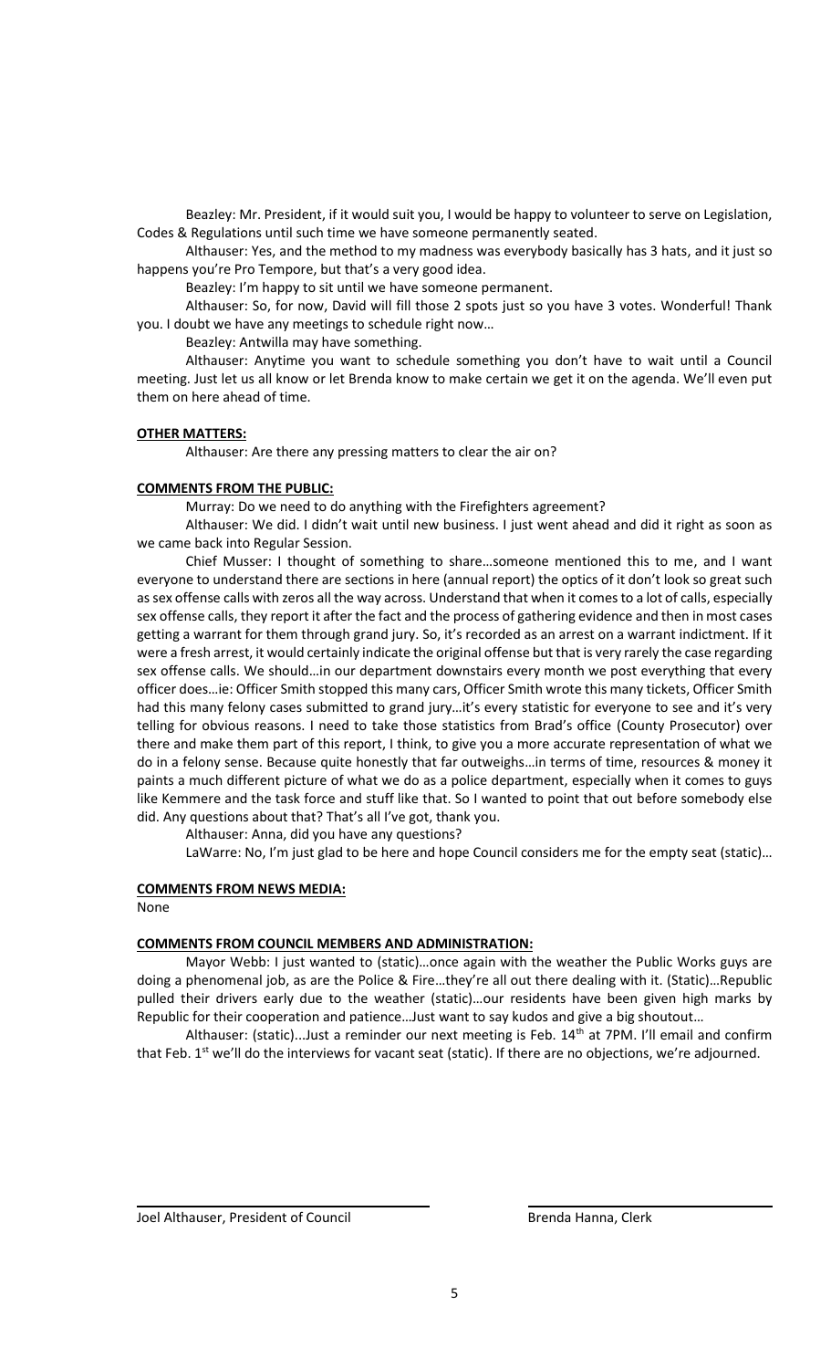Beazley: Mr. President, if it would suit you, I would be happy to volunteer to serve on Legislation, Codes & Regulations until such time we have someone permanently seated.

Althauser: Yes, and the method to my madness was everybody basically has 3 hats, and it just so happens you're Pro Tempore, but that's a very good idea.

Beazley: I'm happy to sit until we have someone permanent.

Althauser: So, for now, David will fill those 2 spots just so you have 3 votes. Wonderful! Thank you. I doubt we have any meetings to schedule right now…

Beazley: Antwilla may have something.

Althauser: Anytime you want to schedule something you don't have to wait until a Council meeting. Just let us all know or let Brenda know to make certain we get it on the agenda. We'll even put them on here ahead of time.

**OTHER MATTERS:**

Althauser: Are there any pressing matters to clear the air on?

**COMMENTS FROM THE PUBLIC:**

Murray: Do we need to do anything with the Firefighters agreement?

Althauser: We did. I didn't wait until new business. I just went ahead and did it right as soon as we came back into Regular Session.

Chief Musser: I thought of something to share…someone mentioned this to me, and I want everyone to understand there are sections in here (annual report) the optics of it don't look so great such as sex offense calls with zeros all the way across. Understand that when it comes to a lot of calls, especially sex offense calls, they report it after the fact and the process of gathering evidence and then in most cases getting a warrant for them through grand jury. So, it's recorded as an arrest on a warrant indictment. If it were a fresh arrest, it would certainly indicate the original offense but that is very rarely the case regarding sex offense calls. We should…in our department downstairs every month we post everything that every officer does…ie: Officer Smith stopped this many cars, Officer Smith wrote this many tickets, Officer Smith had this many felony cases submitted to grand jury…it's every statistic for everyone to see and it's very telling for obvious reasons. I need to take those statistics from Brad's office (County Prosecutor) over there and make them part of this report, I think, to give you a more accurate representation of what we do in a felony sense. Because quite honestly that far outweighs…in terms of time, resources & money it paints a much different picture of what we do as a police department, especially when it comes to guys like Kemmere and the task force and stuff like that. So I wanted to point that out before somebody else did. Any questions about that? That's all I've got, thank you.

Althauser: Anna, did you have any questions?

LaWarre: No, I'm just glad to be here and hope Council considers me for the empty seat (static)…

**COMMENTS FROM NEWS MEDIA:**

None

**COMMENTS FROM COUNCIL MEMBERS AND ADMINISTRATION:**

Mayor Webb: I just wanted to (static)…once again with the weather the Public Works guys are doing a phenomenal job, as are the Police & Fire…they're all out there dealing with it. (Static)…Republic pulled their drivers early due to the weather (static)…our residents have been given high marks by Republic for their cooperation and patience…Just want to say kudos and give a big shoutout…

Althauser: (static)...Just a reminder our next meeting is Feb. 14th at 7PM. I'll email and confirm that Feb. 1st we'll do the interviews for vacant seat (static). If there are no objections, we're adjourned.

Joel Althauser, President of Council

Brenda Hanna, Clerk